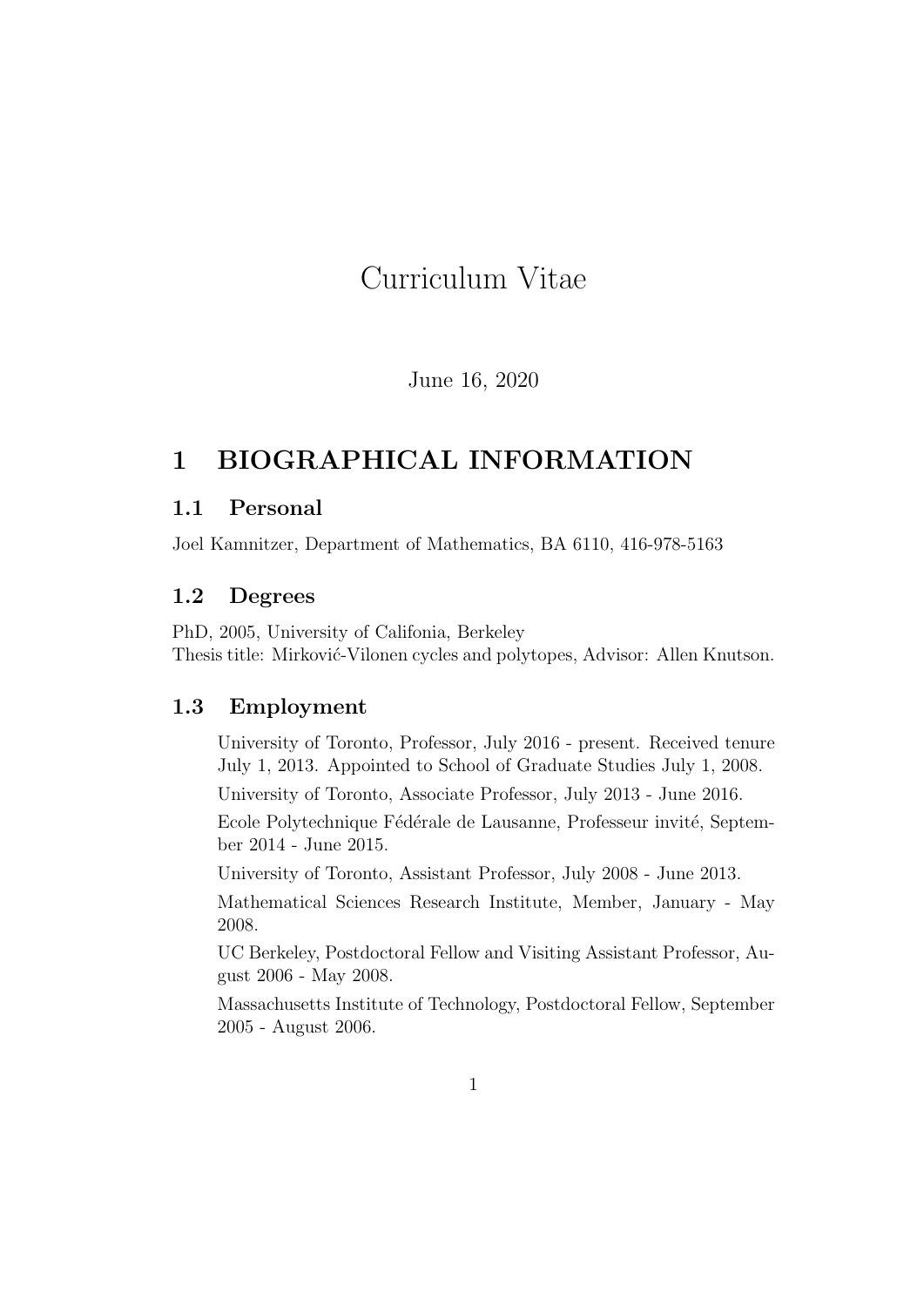# Curriculum Vitae

June 16, 2020

## 1 BIOGRAPHICAL INFORMATION

### 1.1 Personal

Joel Kamnitzer, Department of Mathematics, BA 6110, 416-978-5163

### 1.2 Degrees

PhD, 2005, University of Califonia, Berkeley
Thesis title: Mirković-Vilonen cycles and polytopes, Advisor: Allen Knutson.

### 1.3 Employment

University of Toronto, Professor, July 2016 - present. Received tenure July 1, 2013. Appointed to School of Graduate Studies July 1, 2008.

University of Toronto, Associate Professor, July 2013 - June 2016.

Ecole Polytechnique Fédérale de Lausanne, Professeur invité, September 2014 - June 2015.

University of Toronto, Assistant Professor, July 2008 - June 2013.

Mathematical Sciences Research Institute, Member, January - May 2008.

UC Berkeley, Postdoctoral Fellow and Visiting Assistant Professor, August 2006 - May 2008.

Massachusetts Institute of Technology, Postdoctoral Fellow, September 2005 - August 2006.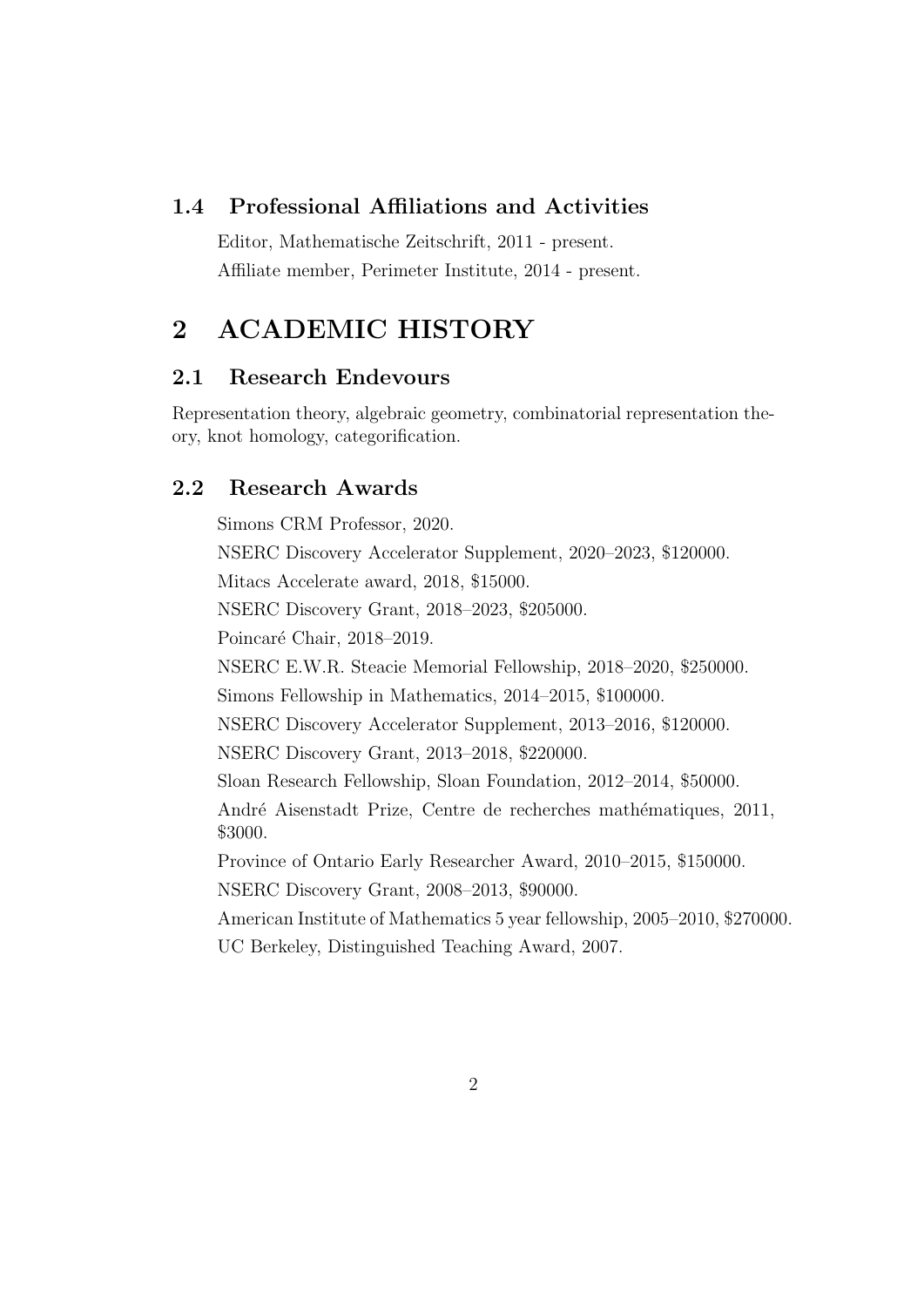### 1.4 Professional Affiliations and Activities

Editor, Mathematische Zeitschrift, 2011 - present.

Affiliate member, Perimeter Institute, 2014 - present.

## 2 ACADEMIC HISTORY

### 2.1 Research Endevours

Representation theory, algebraic geometry, combinatorial representation theory, knot homology, categorification.

### 2.2 Research Awards

Simons CRM Professor, 2020.

NSERC Discovery Accelerator Supplement, 2020–2023, $120000.

Mitacs Accelerate award, 2018, $15000.

NSERC Discovery Grant, 2018–2023, $205000.

Poincaré Chair, 2018–2019.

NSERC E.W.R. Steacie Memorial Fellowship, 2018–2020, $250000.

Simons Fellowship in Mathematics, 2014–2015, $100000.

NSERC Discovery Accelerator Supplement, 2013–2016, $120000.

NSERC Discovery Grant, 2013–2018, $220000.

Sloan Research Fellowship, Sloan Foundation, 2012–2014, $50000.

André Aisenstadt Prize, Centre de recherches mathématiques, 2011, $3000.

Province of Ontario Early Researcher Award, 2010–2015, $150000.

NSERC Discovery Grant, 2008–2013, $90000.

American Institute of Mathematics 5 year fellowship, 2005–2010, $270000.

UC Berkeley, Distinguished Teaching Award, 2007.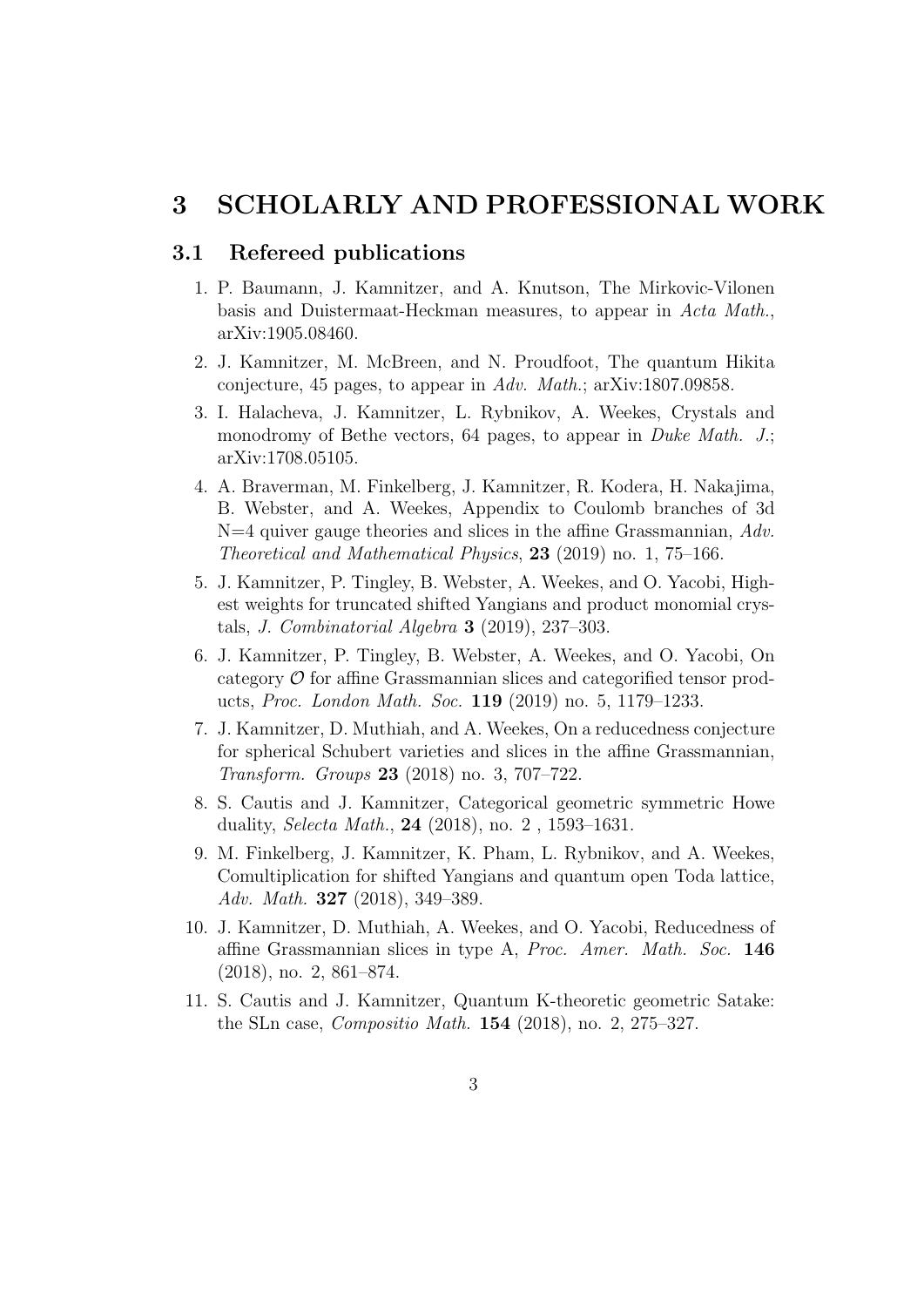# 3 SCHOLARLY AND PROFESSIONAL WORK

## 3.1 Refereed publications

1. P. Baumann, J. Kamnitzer, and A. Knutson, The Mirkovic-Vilonen basis and Duistermaat-Heckman measures, to appear in *Acta Math.*, arXiv:1905.08460.
2. J. Kamnitzer, M. McBreen, and N. Proudfoot, The quantum Hikita conjecture, 45 pages, to appear in *Adv. Math.*; arXiv:1807.09858.
3. I. Halacheva, J. Kamnitzer, L. Rybnikov, A. Weekes, Crystals and monodromy of Bethe vectors, 64 pages, to appear in *Duke Math. J.*; arXiv:1708.05105.
4. A. Braverman, M. Finkelberg, J. Kamnitzer, R. Kodera, H. Nakajima, B. Webster, and A. Weekes, Appendix to Coulomb branches of 3d N=4 quiver gauge theories and slices in the affine Grassmannian, *Adv. Theoretical and Mathematical Physics*, **23** (2019) no. 1, 75–166.
5. J. Kamnitzer, P. Tingley, B. Webster, A. Weekes, and O. Yacobi, Highest weights for truncated shifted Yangians and product monomial crystals, *J. Combinatorial Algebra* **3** (2019), 237–303.
6. J. Kamnitzer, P. Tingley, B. Webster, A. Weekes, and O. Yacobi, On category $\mathcal{O}$ for affine Grassmannian slices and categorified tensor products, *Proc. London Math. Soc.* **119** (2019) no. 5, 1179–1233.
7. J. Kamnitzer, D. Muthiah, and A. Weekes, On a reducedness conjecture for spherical Schubert varieties and slices in the affine Grassmannian, *Transform. Groups* **23** (2018) no. 3, 707–722.
8. S. Cautis and J. Kamnitzer, Categorical geometric symmetric Howe duality, *Selecta Math.*, **24** (2018), no. 2 , 1593–1631.
9. M. Finkelberg, J. Kamnitzer, K. Pham, L. Rybnikov, and A. Weekes, Comultiplication for shifted Yangians and quantum open Toda lattice, *Adv. Math.* **327** (2018), 349–389.
10. J. Kamnitzer, D. Muthiah, A. Weekes, and O. Yacobi, Reducedness of affine Grassmannian slices in type A, *Proc. Amer. Math. Soc.* **146** (2018), no. 2, 861–874.
11. S. Cautis and J. Kamnitzer, Quantum K-theoretic geometric Satake: the SLn case, *Compositio Math.* **154** (2018), no. 2, 275–327.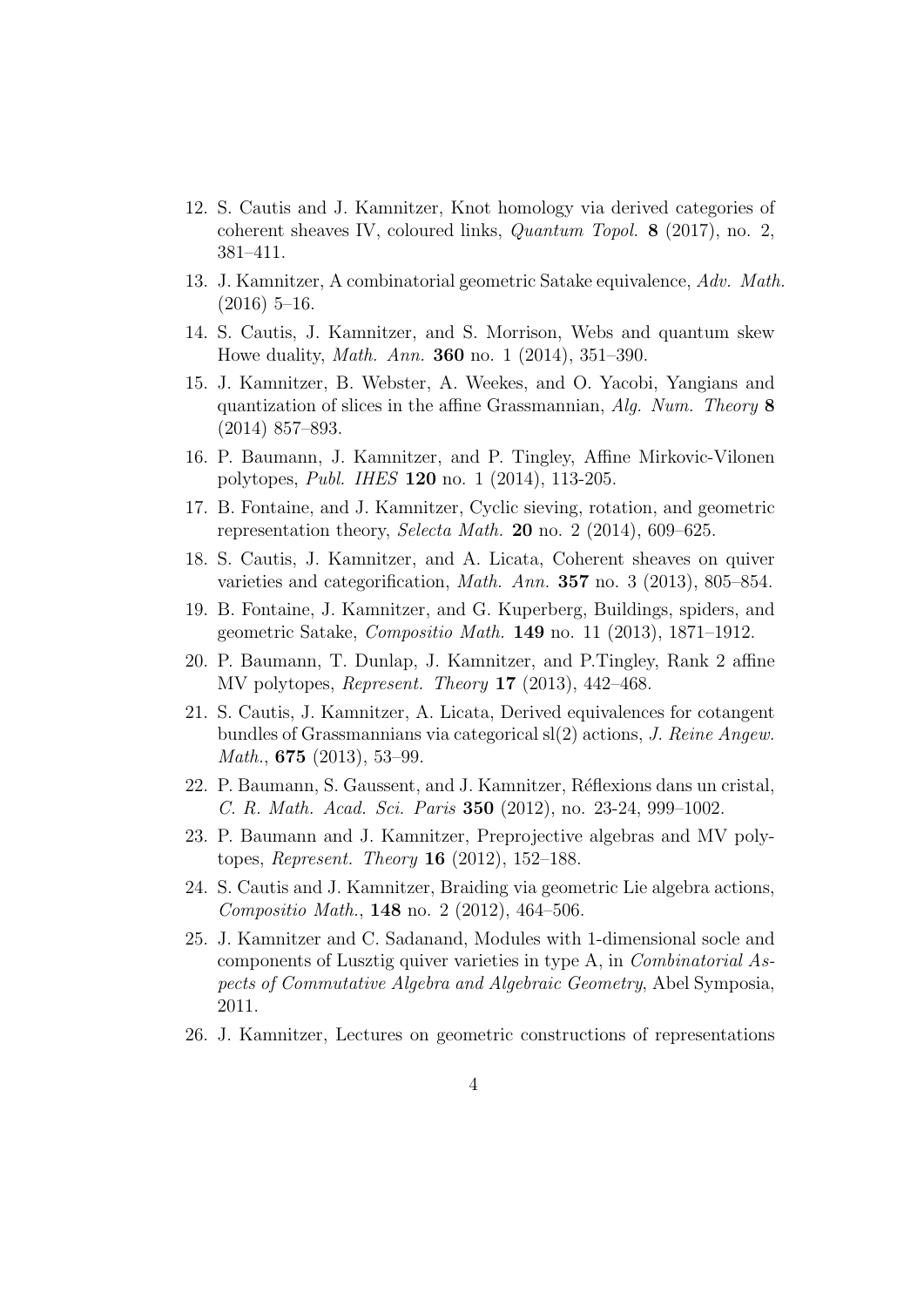12. S. Cautis and J. Kamnitzer, Knot homology via derived categories of coherent sheaves IV, coloured links, *Quantum Topol.* **8** (2017), no. 2, 381–411.
13. J. Kamnitzer, A combinatorial geometric Satake equivalence, *Adv. Math.* (2016) 5–16.
14. S. Cautis, J. Kamnitzer, and S. Morrison, Webs and quantum skew Howe duality, *Math. Ann.* **360** no. 1 (2014), 351–390.
15. J. Kamnitzer, B. Webster, A. Weekes, and O. Yacobi, Yangians and quantization of slices in the affine Grassmannian, *Alg. Num. Theory* **8** (2014) 857–893.
16. P. Baumann, J. Kamnitzer, and P. Tingley, Affine Mirkovic-Vilonen polytopes, *Publ. IHES* **120** no. 1 (2014), 113-205.
17. B. Fontaine, and J. Kamnitzer, Cyclic sieving, rotation, and geometric representation theory, *Selecta Math.* **20** no. 2 (2014), 609–625.
18. S. Cautis, J. Kamnitzer, and A. Licata, Coherent sheaves on quiver varieties and categorification, *Math. Ann.* **357** no. 3 (2013), 805–854.
19. B. Fontaine, J. Kamnitzer, and G. Kuperberg, Buildings, spiders, and geometric Satake, *Compositio Math.* **149** no. 11 (2013), 1871–1912.
20. P. Baumann, T. Dunlap, J. Kamnitzer, and P.Tingley, Rank 2 affine MV polytopes, *Represent. Theory* **17** (2013), 442–468.
21. S. Cautis, J. Kamnitzer, A. Licata, Derived equivalences for cotangent bundles of Grassmannians via categorical sl(2) actions, *J. Reine Angew. Math.*, **675** (2013), 53–99.
22. P. Baumann, S. Gaussent, and J. Kamnitzer, Réflexions dans un cristal, *C. R. Math. Acad. Sci. Paris* **350** (2012), no. 23-24, 999–1002.
23. P. Baumann and J. Kamnitzer, Preprojective algebras and MV polytopes, *Represent. Theory* **16** (2012), 152–188.
24. S. Cautis and J. Kamnitzer, Braiding via geometric Lie algebra actions, *Compositio Math.*, **148** no. 2 (2012), 464–506.
25. J. Kamnitzer and C. Sadanand, Modules with 1-dimensional socle and components of Lusztig quiver varieties in type A, in *Combinatorial Aspects of Commutative Algebra and Algebraic Geometry*, Abel Symposia, 2011.
26. J. Kamnitzer, Lectures on geometric constructions of representations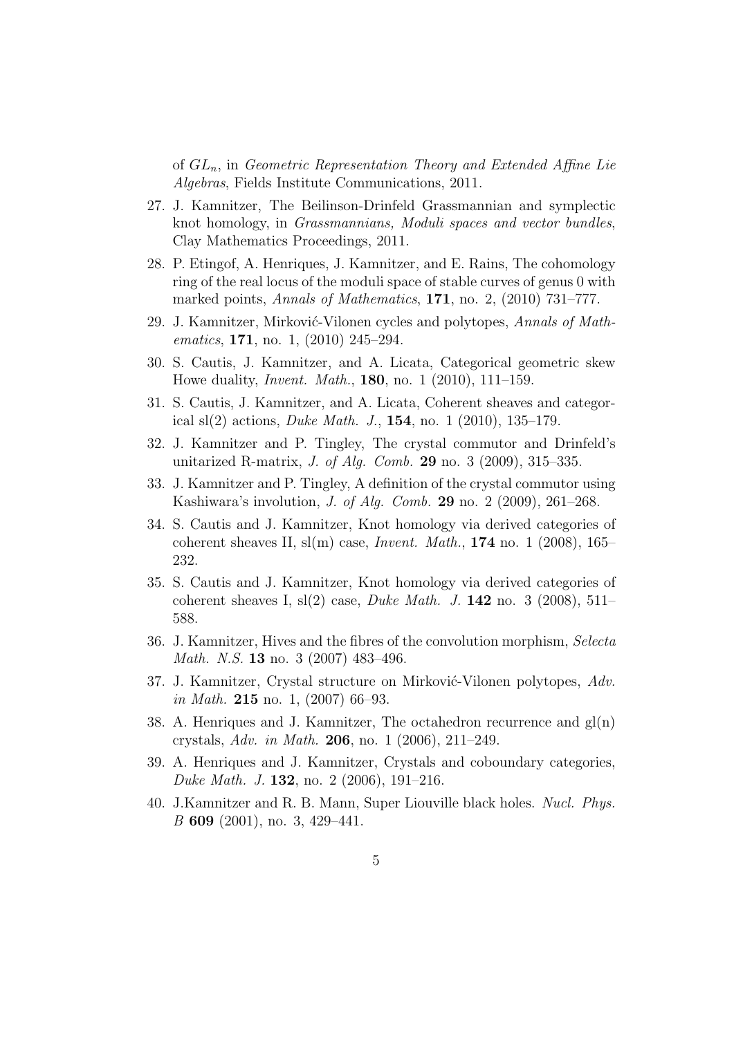of $GL_n$, in *Geometric Representation Theory and Extended Affine Lie Algebras*, Fields Institute Communications, 2011.

27. J. Kamnitzer, The Beilinson-Drinfeld Grassmannian and symplectic knot homology, in *Grassmannians, Moduli spaces and vector bundles*, Clay Mathematics Proceedings, 2011.
28. P. Etingof, A. Henriques, J. Kamnitzer, and E. Rains, The cohomology ring of the real locus of the moduli space of stable curves of genus 0 with marked points, *Annals of Mathematics*, **171**, no. 2, (2010) 731–777.
29. J. Kamnitzer, Mirković-Vilonen cycles and polytopes, *Annals of Mathematics*, **171**, no. 1, (2010) 245–294.
30. S. Cautis, J. Kamnitzer, and A. Licata, Categorical geometric skew Howe duality, *Invent. Math.*, **180**, no. 1 (2010), 111–159.
31. S. Cautis, J. Kamnitzer, and A. Licata, Coherent sheaves and categorical sl(2) actions, *Duke Math. J.*, **154**, no. 1 (2010), 135–179.
32. J. Kamnitzer and P. Tingley, The crystal commutor and Drinfeld's unitarized R-matrix, *J. of Alg. Comb.* **29** no. 3 (2009), 315–335.
33. J. Kamnitzer and P. Tingley, A definition of the crystal commutor using Kashiwara's involution, *J. of Alg. Comb.* **29** no. 2 (2009), 261–268.
34. S. Cautis and J. Kamnitzer, Knot homology via derived categories of coherent sheaves II, sl(m) case, *Invent. Math.*, **174** no. 1 (2008), 165–232.
35. S. Cautis and J. Kamnitzer, Knot homology via derived categories of coherent sheaves I, sl(2) case, *Duke Math. J.* **142** no. 3 (2008), 511–588.
36. J. Kamnitzer, Hives and the fibres of the convolution morphism, *Selecta Math. N.S.* **13** no. 3 (2007) 483–496.
37. J. Kamnitzer, Crystal structure on Mirković-Vilonen polytopes, *Adv. in Math.* **215** no. 1, (2007) 66–93.
38. A. Henriques and J. Kamnitzer, The octahedron recurrence and gl(n) crystals, *Adv. in Math.* **206**, no. 1 (2006), 211–249.
39. A. Henriques and J. Kamnitzer, Crystals and coboundary categories, *Duke Math. J.* **132**, no. 2 (2006), 191–216.
40. J.Kamnitzer and R. B. Mann, Super Liouville black holes. *Nucl. Phys. B* **609** (2001), no. 3, 429–441.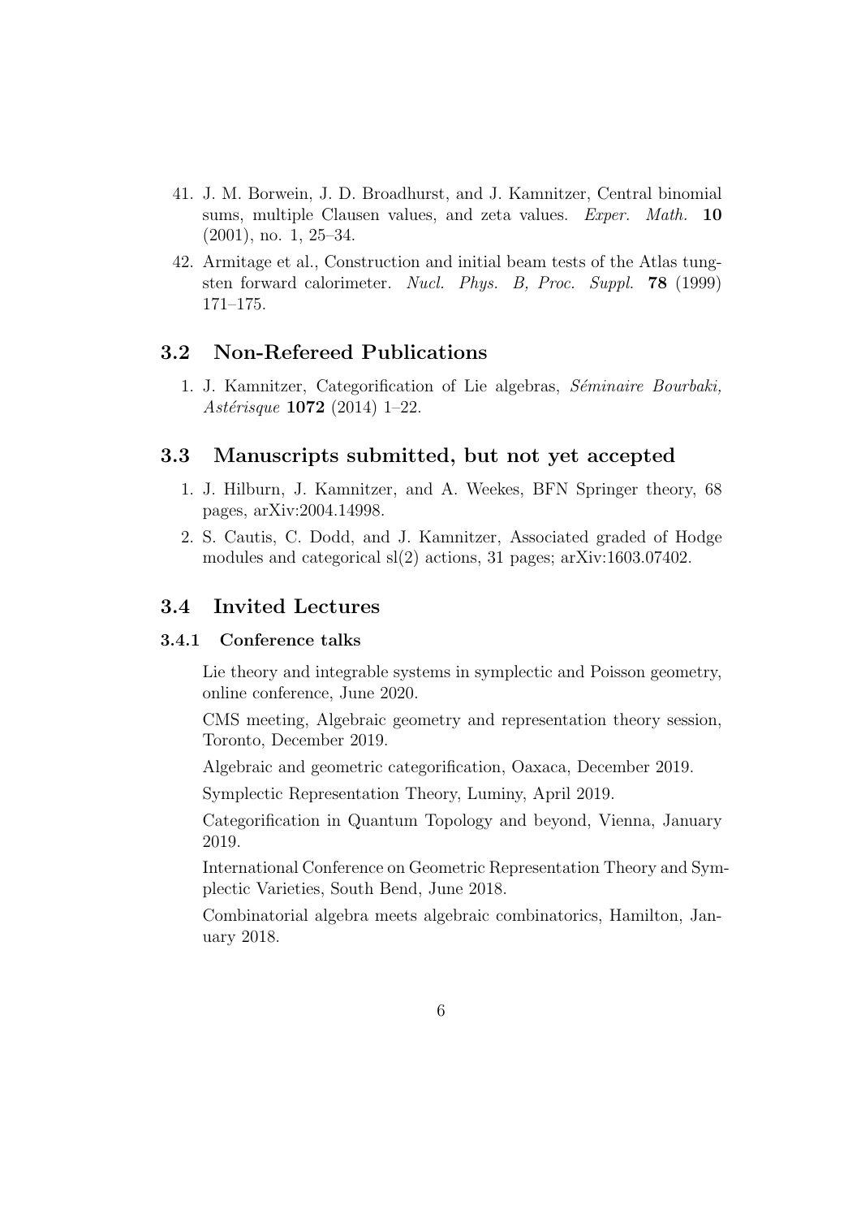41. J. M. Borwein, J. D. Broadhurst, and J. Kamnitzer, Central binomial sums, multiple Clausen values, and zeta values. *Exper. Math.* **10** (2001), no. 1, 25–34.
42. Armitage et al., Construction and initial beam tests of the Atlas tungsten forward calorimeter. *Nucl. Phys. B, Proc. Suppl.* **78** (1999) 171–175.

## 3.2 Non-Refereed Publications

1. J. Kamnitzer, Categorification of Lie algebras, *Séminaire Bourbaki, Astérisque* **1072** (2014) 1–22.

## 3.3 Manuscripts submitted, but not yet accepted

1. J. Hilburn, J. Kamnitzer, and A. Weekes, BFN Springer theory, 68 pages, arXiv:2004.14998.
2. S. Cautis, C. Dodd, and J. Kamnitzer, Associated graded of Hodge modules and categorical sl(2) actions, 31 pages; arXiv:1603.07402.

## 3.4 Invited Lectures

### 3.4.1 Conference talks

Lie theory and integrable systems in symplectic and Poisson geometry, online conference, June 2020.

CMS meeting, Algebraic geometry and representation theory session, Toronto, December 2019.

Algebraic and geometric categorification, Oaxaca, December 2019.

Symplectic Representation Theory, Luminy, April 2019.

Categorification in Quantum Topology and beyond, Vienna, January 2019.

International Conference on Geometric Representation Theory and Symplectic Varieties, South Bend, June 2018.

Combinatorial algebra meets algebraic combinatorics, Hamilton, January 2018.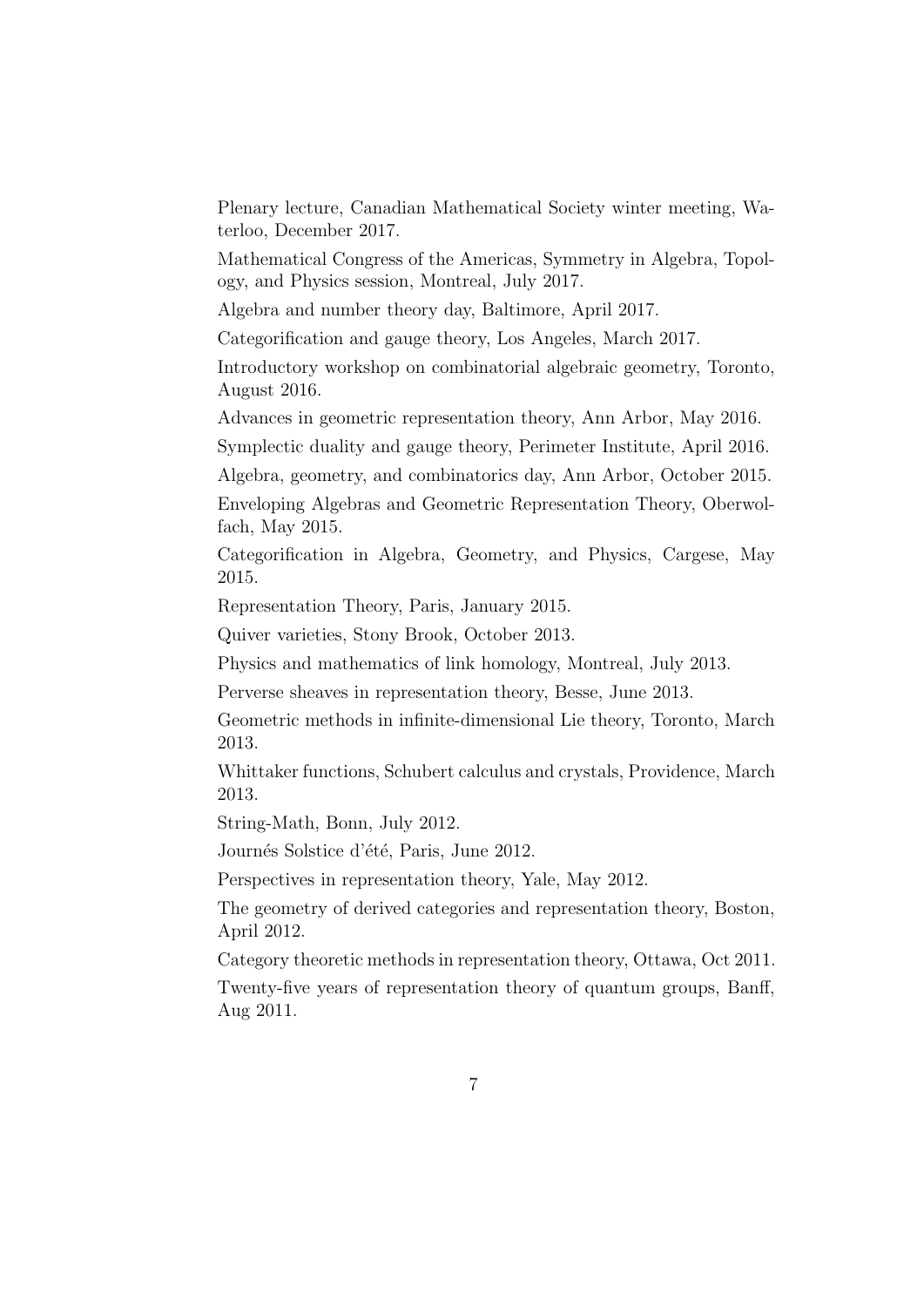Plenary lecture, Canadian Mathematical Society winter meeting, Waterloo, December 2017.

Mathematical Congress of the Americas, Symmetry in Algebra, Topology, and Physics session, Montreal, July 2017.

Algebra and number theory day, Baltimore, April 2017.

Categorification and gauge theory, Los Angeles, March 2017.

Introductory workshop on combinatorial algebraic geometry, Toronto, August 2016.

Advances in geometric representation theory, Ann Arbor, May 2016.

Symplectic duality and gauge theory, Perimeter Institute, April 2016.

Algebra, geometry, and combinatorics day, Ann Arbor, October 2015.

Enveloping Algebras and Geometric Representation Theory, Oberwolfach, May 2015.

Categorification in Algebra, Geometry, and Physics, Cargese, May 2015.

Representation Theory, Paris, January 2015.

Quiver varieties, Stony Brook, October 2013.

Physics and mathematics of link homology, Montreal, July 2013.

Perverse sheaves in representation theory, Besse, June 2013.

Geometric methods in infinite-dimensional Lie theory, Toronto, March 2013.

Whittaker functions, Schubert calculus and crystals, Providence, March 2013.

String-Math, Bonn, July 2012.

Journés Solstice d'été, Paris, June 2012.

Perspectives in representation theory, Yale, May 2012.

The geometry of derived categories and representation theory, Boston, April 2012.

Category theoretic methods in representation theory, Ottawa, Oct 2011.

Twenty-five years of representation theory of quantum groups, Banff, Aug 2011.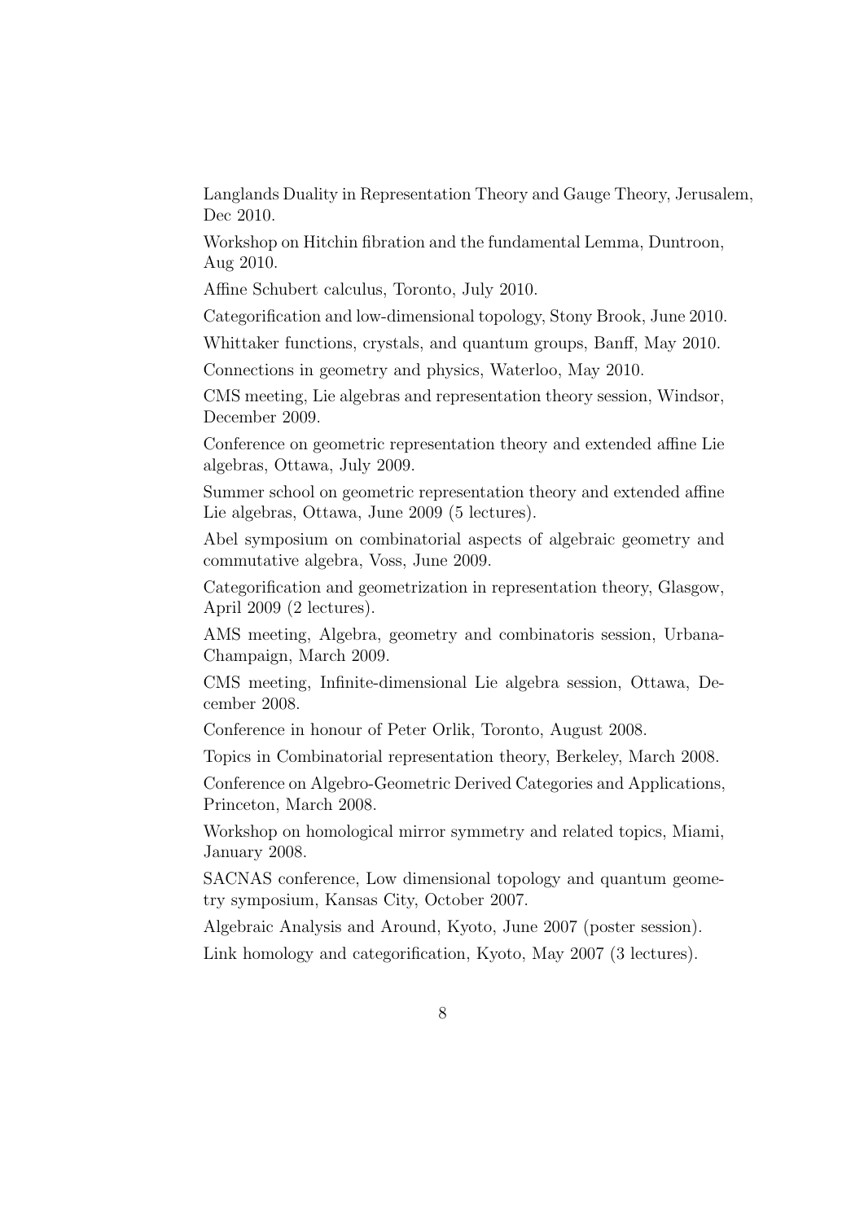Langlands Duality in Representation Theory and Gauge Theory, Jerusalem, Dec 2010.

Workshop on Hitchin fibration and the fundamental Lemma, Duntroon, Aug 2010.

Affine Schubert calculus, Toronto, July 2010.

Categorification and low-dimensional topology, Stony Brook, June 2010.

Whittaker functions, crystals, and quantum groups, Banff, May 2010.

Connections in geometry and physics, Waterloo, May 2010.

CMS meeting, Lie algebras and representation theory session, Windsor, December 2009.

Conference on geometric representation theory and extended affine Lie algebras, Ottawa, July 2009.

Summer school on geometric representation theory and extended affine Lie algebras, Ottawa, June 2009 (5 lectures).

Abel symposium on combinatorial aspects of algebraic geometry and commutative algebra, Voss, June 2009.

Categorification and geometrization in representation theory, Glasgow, April 2009 (2 lectures).

AMS meeting, Algebra, geometry and combinatoris session, Urbana-Champaign, March 2009.

CMS meeting, Infinite-dimensional Lie algebra session, Ottawa, December 2008.

Conference in honour of Peter Orlik, Toronto, August 2008.

Topics in Combinatorial representation theory, Berkeley, March 2008.

Conference on Algebro-Geometric Derived Categories and Applications, Princeton, March 2008.

Workshop on homological mirror symmetry and related topics, Miami, January 2008.

SACNAS conference, Low dimensional topology and quantum geometry symposium, Kansas City, October 2007.

Algebraic Analysis and Around, Kyoto, June 2007 (poster session).

Link homology and categorification, Kyoto, May 2007 (3 lectures).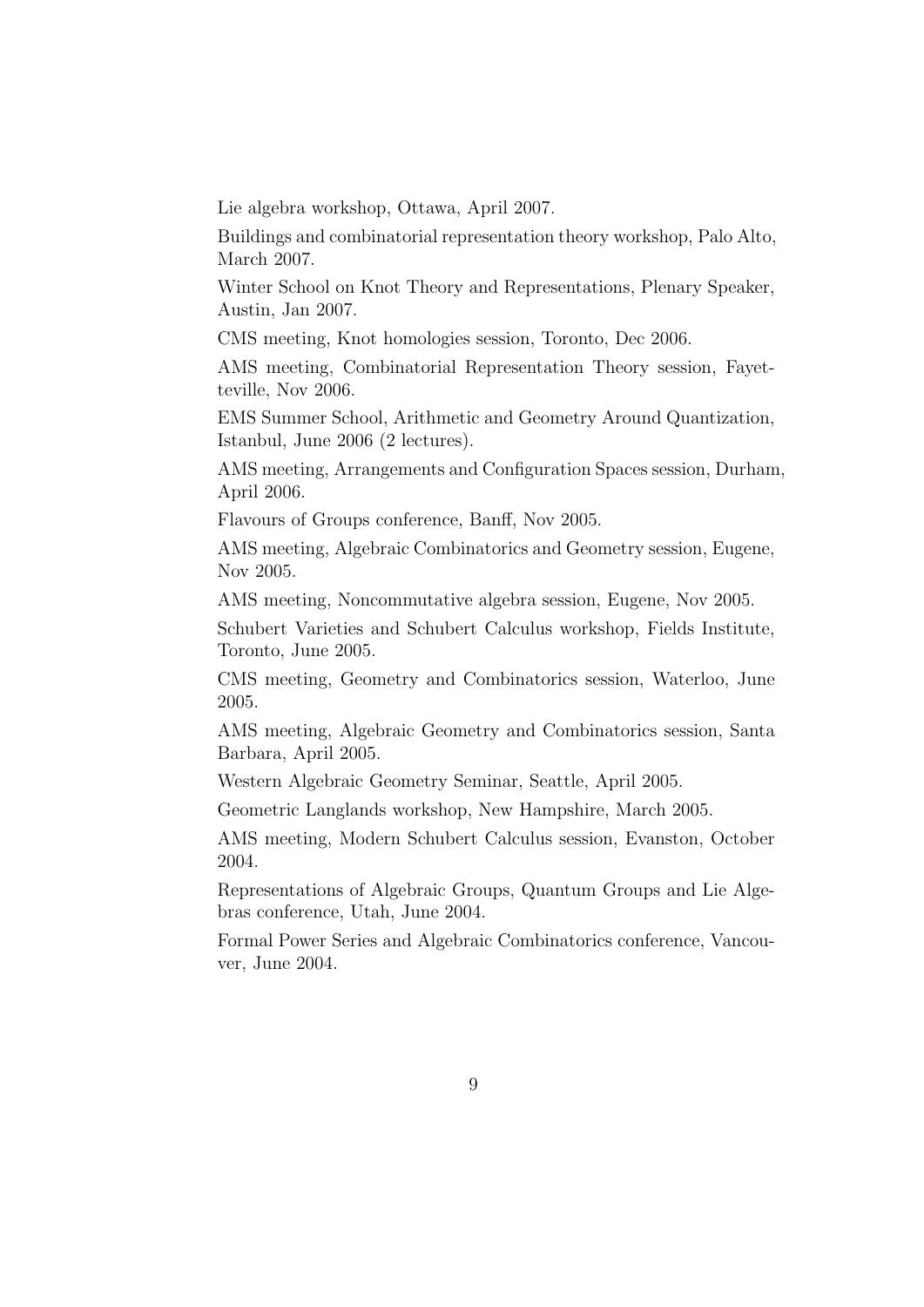Lie algebra workshop, Ottawa, April 2007.

Buildings and combinatorial representation theory workshop, Palo Alto, March 2007.

Winter School on Knot Theory and Representations, Plenary Speaker, Austin, Jan 2007.

CMS meeting, Knot homologies session, Toronto, Dec 2006.

AMS meeting, Combinatorial Representation Theory session, Fayetteville, Nov 2006.

EMS Summer School, Arithmetic and Geometry Around Quantization, Istanbul, June 2006 (2 lectures).

AMS meeting, Arrangements and Configuration Spaces session, Durham, April 2006.

Flavours of Groups conference, Banff, Nov 2005.

AMS meeting, Algebraic Combinatorics and Geometry session, Eugene, Nov 2005.

AMS meeting, Noncommutative algebra session, Eugene, Nov 2005.

Schubert Varieties and Schubert Calculus workshop, Fields Institute, Toronto, June 2005.

CMS meeting, Geometry and Combinatorics session, Waterloo, June 2005.

AMS meeting, Algebraic Geometry and Combinatorics session, Santa Barbara, April 2005.

Western Algebraic Geometry Seminar, Seattle, April 2005.

Geometric Langlands workshop, New Hampshire, March 2005.

AMS meeting, Modern Schubert Calculus session, Evanston, October 2004.

Representations of Algebraic Groups, Quantum Groups and Lie Algebras conference, Utah, June 2004.

Formal Power Series and Algebraic Combinatorics conference, Vancouver, June 2004.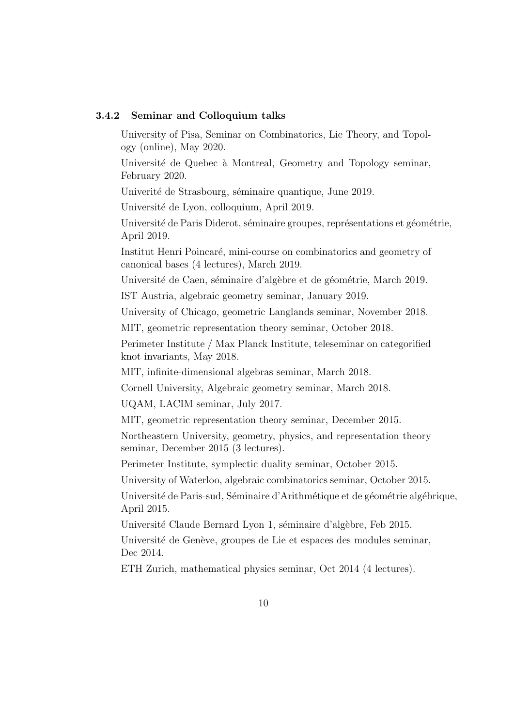### 3.4.2 Seminar and Colloquium talks

University of Pisa, Seminar on Combinatorics, Lie Theory, and Topology (online), May 2020.

Université de Quebec à Montreal, Geometry and Topology seminar, February 2020.

Univerité de Strasbourg, séminaire quantique, June 2019.

Université de Lyon, colloquium, April 2019.

Université de Paris Diderot, séminaire groupes, représentations et géométrie, April 2019.

Institut Henri Poincaré, mini-course on combinatorics and geometry of canonical bases (4 lectures), March 2019.

Université de Caen, séminaire d'algèbre et de géométrie, March 2019.

IST Austria, algebraic geometry seminar, January 2019.

University of Chicago, geometric Langlands seminar, November 2018.

MIT, geometric representation theory seminar, October 2018.

Perimeter Institute / Max Planck Institute, teleseminar on categorified knot invariants, May 2018.

MIT, infinite-dimensional algebras seminar, March 2018.

Cornell University, Algebraic geometry seminar, March 2018.

UQAM, LACIM seminar, July 2017.

MIT, geometric representation theory seminar, December 2015.

Northeastern University, geometry, physics, and representation theory seminar, December 2015 (3 lectures).

Perimeter Institute, symplectic duality seminar, October 2015.

University of Waterloo, algebraic combinatorics seminar, October 2015.

Université de Paris-sud, Séminaire d'Arithmétique et de géométrie algébrique, April 2015.

Université Claude Bernard Lyon 1, séminaire d'algèbre, Feb 2015.

Université de Genève, groupes de Lie et espaces des modules seminar, Dec 2014.

ETH Zurich, mathematical physics seminar, Oct 2014 (4 lectures).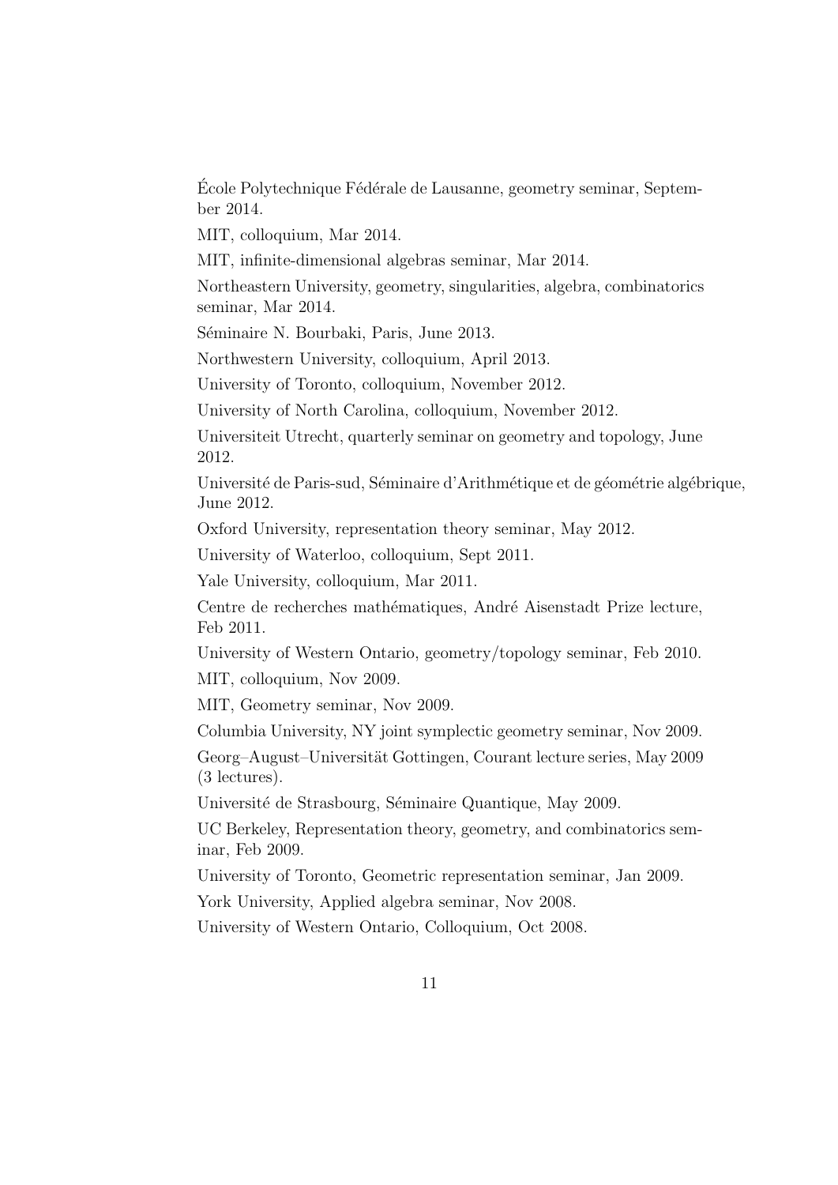École Polytechnique Fédérale de Lausanne, geometry seminar, September 2014.

MIT, colloquium, Mar 2014.

MIT, infinite-dimensional algebras seminar, Mar 2014.

Northeastern University, geometry, singularities, algebra, combinatorics seminar, Mar 2014.

Séminaire N. Bourbaki, Paris, June 2013.

Northwestern University, colloquium, April 2013.

University of Toronto, colloquium, November 2012.

University of North Carolina, colloquium, November 2012.

Universiteit Utrecht, quarterly seminar on geometry and topology, June 2012.

Université de Paris-sud, Séminaire d'Arithmétique et de géométrie algébrique, June 2012.

Oxford University, representation theory seminar, May 2012.

University of Waterloo, colloquium, Sept 2011.

Yale University, colloquium, Mar 2011.

Centre de recherches mathématiques, André Aisenstadt Prize lecture, Feb 2011.

University of Western Ontario, geometry/topology seminar, Feb 2010.

MIT, colloquium, Nov 2009.

MIT, Geometry seminar, Nov 2009.

Columbia University, NY joint symplectic geometry seminar, Nov 2009.

Georg–August–Universität Gottingen, Courant lecture series, May 2009 (3 lectures).

Université de Strasbourg, Séminaire Quantique, May 2009.

UC Berkeley, Representation theory, geometry, and combinatorics seminar, Feb 2009.

University of Toronto, Geometric representation seminar, Jan 2009.

York University, Applied algebra seminar, Nov 2008.

University of Western Ontario, Colloquium, Oct 2008.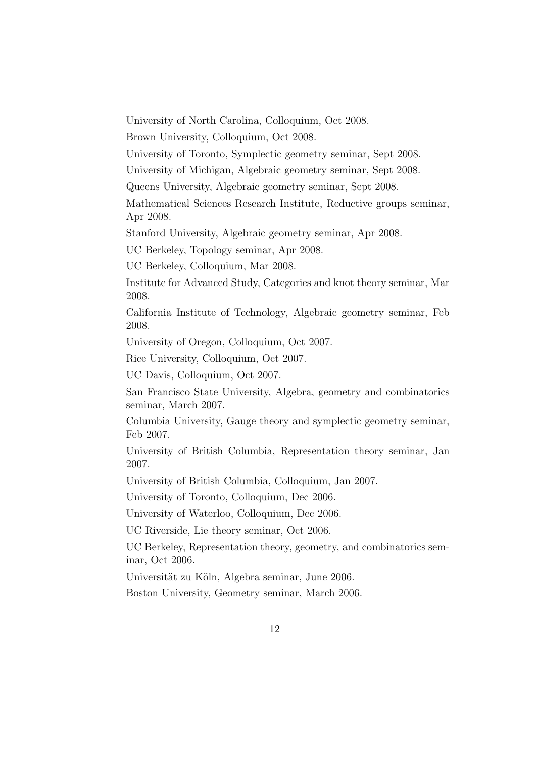University of North Carolina, Colloquium, Oct 2008.

Brown University, Colloquium, Oct 2008.

University of Toronto, Symplectic geometry seminar, Sept 2008.

University of Michigan, Algebraic geometry seminar, Sept 2008.

Queens University, Algebraic geometry seminar, Sept 2008.

Mathematical Sciences Research Institute, Reductive groups seminar, Apr 2008.

Stanford University, Algebraic geometry seminar, Apr 2008.

UC Berkeley, Topology seminar, Apr 2008.

UC Berkeley, Colloquium, Mar 2008.

Institute for Advanced Study, Categories and knot theory seminar, Mar 2008.

California Institute of Technology, Algebraic geometry seminar, Feb 2008.

University of Oregon, Colloquium, Oct 2007.

Rice University, Colloquium, Oct 2007.

UC Davis, Colloquium, Oct 2007.

San Francisco State University, Algebra, geometry and combinatorics seminar, March 2007.

Columbia University, Gauge theory and symplectic geometry seminar, Feb 2007.

University of British Columbia, Representation theory seminar, Jan 2007.

University of British Columbia, Colloquium, Jan 2007.

University of Toronto, Colloquium, Dec 2006.

University of Waterloo, Colloquium, Dec 2006.

UC Riverside, Lie theory seminar, Oct 2006.

UC Berkeley, Representation theory, geometry, and combinatorics seminar, Oct 2006.

Universität zu Köln, Algebra seminar, June 2006.

Boston University, Geometry seminar, March 2006.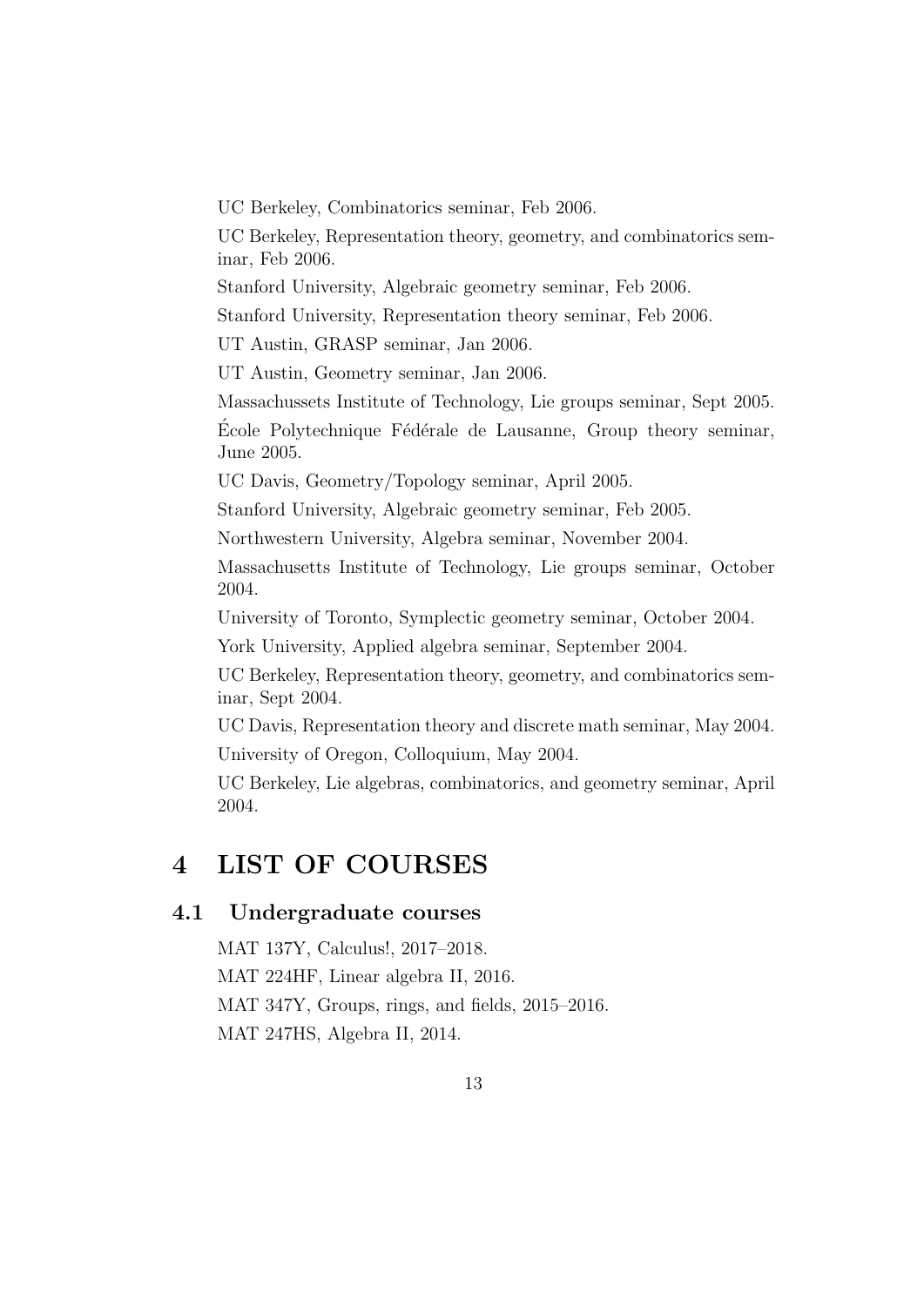UC Berkeley, Combinatorics seminar, Feb 2006.

UC Berkeley, Representation theory, geometry, and combinatorics seminar, Feb 2006.

Stanford University, Algebraic geometry seminar, Feb 2006.

Stanford University, Representation theory seminar, Feb 2006.

UT Austin, GRASP seminar, Jan 2006.

UT Austin, Geometry seminar, Jan 2006.

Massachussets Institute of Technology, Lie groups seminar, Sept 2005.

École Polytechnique Fédérale de Lausanne, Group theory seminar, June 2005.

UC Davis, Geometry/Topology seminar, April 2005.

Stanford University, Algebraic geometry seminar, Feb 2005.

Northwestern University, Algebra seminar, November 2004.

Massachusetts Institute of Technology, Lie groups seminar, October 2004.

University of Toronto, Symplectic geometry seminar, October 2004.

York University, Applied algebra seminar, September 2004.

UC Berkeley, Representation theory, geometry, and combinatorics seminar, Sept 2004.

UC Davis, Representation theory and discrete math seminar, May 2004.

University of Oregon, Colloquium, May 2004.

UC Berkeley, Lie algebras, combinatorics, and geometry seminar, April 2004.

# 4 LIST OF COURSES

## 4.1 Undergraduate courses

MAT 137Y, Calculus!, 2017–2018.

MAT 224HF, Linear algebra II, 2016.

MAT 347Y, Groups, rings, and fields, 2015–2016.

MAT 247HS, Algebra II, 2014.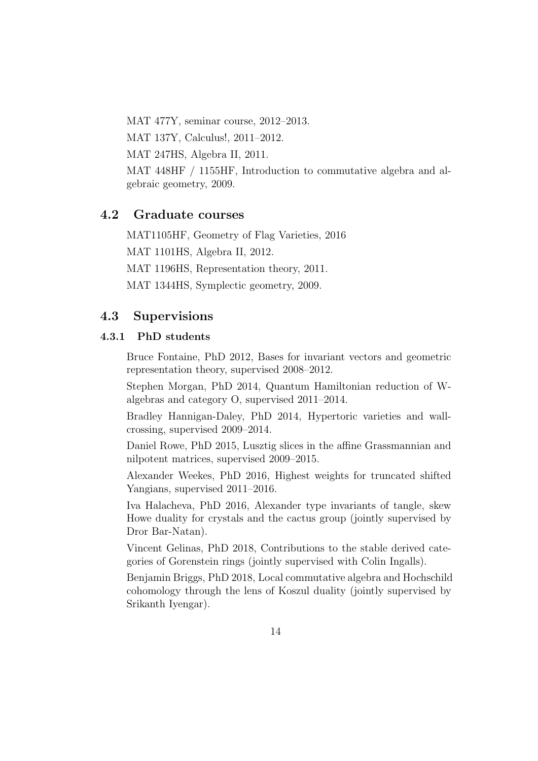MAT 477Y, seminar course, 2012–2013.

MAT 137Y, Calculus!, 2011–2012.

MAT 247HS, Algebra II, 2011.

MAT 448HF / 1155HF, Introduction to commutative algebra and algebraic geometry, 2009.

## 4.2 Graduate courses

MAT1105HF, Geometry of Flag Varieties, 2016

MAT 1101HS, Algebra II, 2012.

MAT 1196HS, Representation theory, 2011.

MAT 1344HS, Symplectic geometry, 2009.

## 4.3 Supervisions

### 4.3.1 PhD students

Bruce Fontaine, PhD 2012, Bases for invariant vectors and geometric representation theory, supervised 2008–2012.

Stephen Morgan, PhD 2014, Quantum Hamiltonian reduction of W-algebras and category O, supervised 2011–2014.

Bradley Hannigan-Daley, PhD 2014, Hypertoric varieties and wall-crossing, supervised 2009–2014.

Daniel Rowe, PhD 2015, Lusztig slices in the affine Grassmannian and nilpotent matrices, supervised 2009–2015.

Alexander Weekes, PhD 2016, Highest weights for truncated shifted Yangians, supervised 2011–2016.

Iva Halacheva, PhD 2016, Alexander type invariants of tangle, skew Howe duality for crystals and the cactus group (jointly supervised by Dror Bar-Natan).

Vincent Gelinas, PhD 2018, Contributions to the stable derived categories of Gorenstein rings (jointly supervised with Colin Ingalls).

Benjamin Briggs, PhD 2018, Local commutative algebra and Hochschild cohomology through the lens of Koszul duality (jointly supervised by Srikanth Iyengar).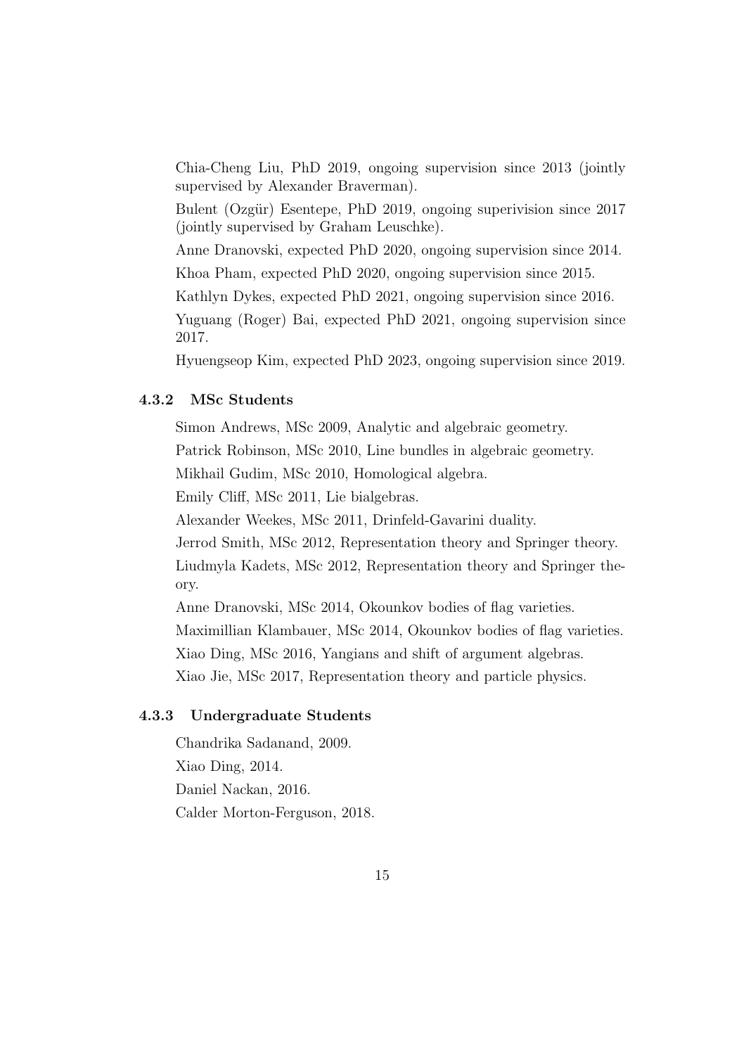Chia-Cheng Liu, PhD 2019, ongoing supervision since 2013 (jointly supervised by Alexander Braverman).

Bulent (Ozgür) Esentepe, PhD 2019, ongoing superivision since 2017 (jointly supervised by Graham Leuschke).

Anne Dranovski, expected PhD 2020, ongoing supervision since 2014.

Khoa Pham, expected PhD 2020, ongoing supervision since 2015.

Kathlyn Dykes, expected PhD 2021, ongoing supervision since 2016.

Yuguang (Roger) Bai, expected PhD 2021, ongoing supervision since 2017.

Hyuengseop Kim, expected PhD 2023, ongoing supervision since 2019.

### 4.3.2 MSc Students

Simon Andrews, MSc 2009, Analytic and algebraic geometry.

Patrick Robinson, MSc 2010, Line bundles in algebraic geometry.

Mikhail Gudim, MSc 2010, Homological algebra.

Emily Cliff, MSc 2011, Lie bialgebras.

Alexander Weekes, MSc 2011, Drinfeld-Gavarini duality.

Jerrod Smith, MSc 2012, Representation theory and Springer theory.

Liudmyla Kadets, MSc 2012, Representation theory and Springer theory.

Anne Dranovski, MSc 2014, Okounkov bodies of flag varieties.

Maximillian Klambauer, MSc 2014, Okounkov bodies of flag varieties.

Xiao Ding, MSc 2016, Yangians and shift of argument algebras.

Xiao Jie, MSc 2017, Representation theory and particle physics.

### 4.3.3 Undergraduate Students

Chandrika Sadanand, 2009.

Xiao Ding, 2014.

Daniel Nackan, 2016.

Calder Morton-Ferguson, 2018.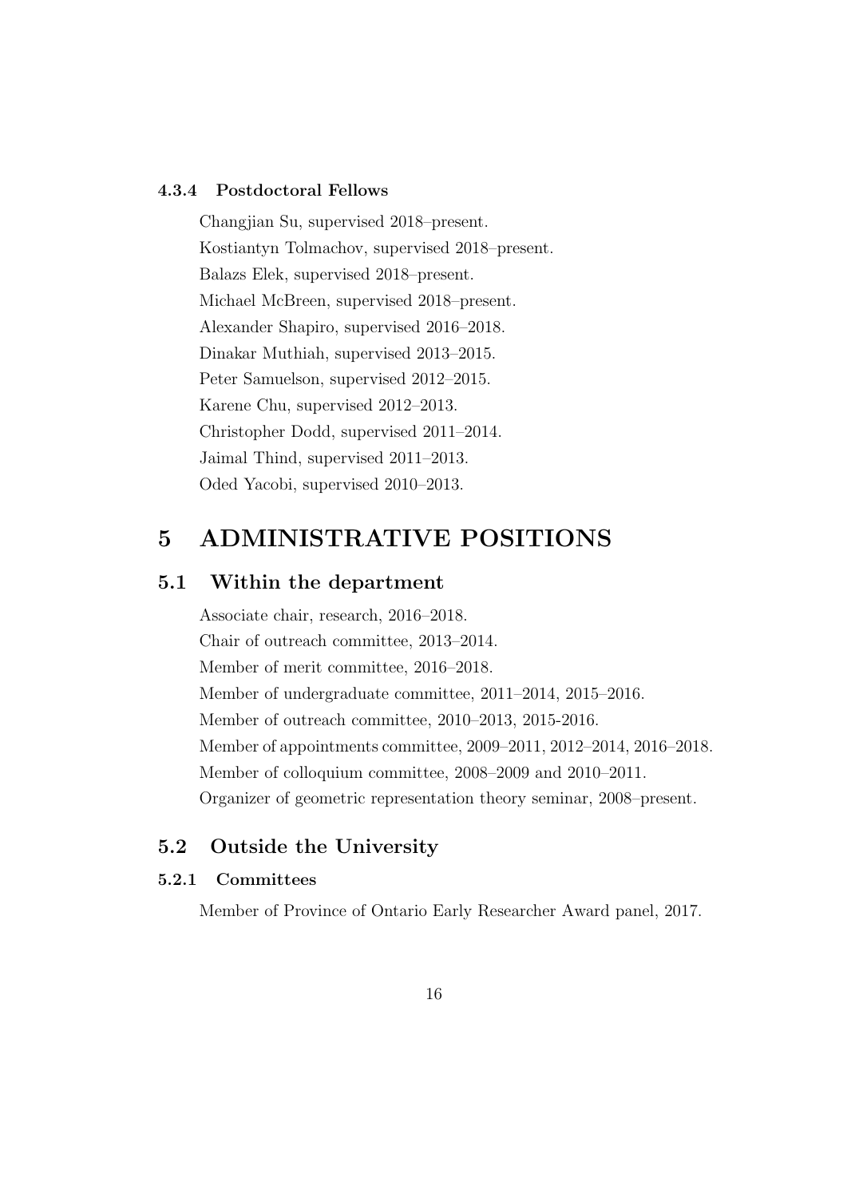#### 4.3.4 Postdoctoral Fellows

Changjian Su, supervised 2018–present.

Kostiantyn Tolmachov, supervised 2018–present.

Balazs Elek, supervised 2018–present.

Michael McBreen, supervised 2018–present.

Alexander Shapiro, supervised 2016–2018.

Dinakar Muthiah, supervised 2013–2015.

Peter Samuelson, supervised 2012–2015.

Karene Chu, supervised 2012–2013.

Christopher Dodd, supervised 2011–2014.

Jaimal Thind, supervised 2011–2013.

Oded Yacobi, supervised 2010–2013.

# 5 ADMINISTRATIVE POSITIONS

## 5.1 Within the department

Associate chair, research, 2016–2018.

Chair of outreach committee, 2013–2014.

Member of merit committee, 2016–2018.

Member of undergraduate committee, 2011–2014, 2015–2016.

Member of outreach committee, 2010–2013, 2015-2016.

Member of appointments committee, 2009–2011, 2012–2014, 2016–2018.

Member of colloquium committee, 2008–2009 and 2010–2011.

Organizer of geometric representation theory seminar, 2008–present.

## 5.2 Outside the University

#### 5.2.1 Committees

Member of Province of Ontario Early Researcher Award panel, 2017.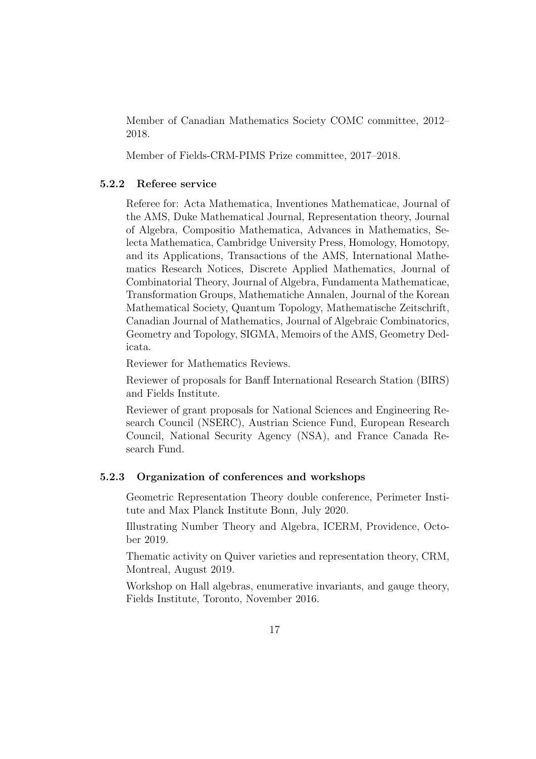Member of Canadian Mathematics Society COMC committee, 2012–2018.

Member of Fields-CRM-PIMS Prize committee, 2017–2018.

#### 5.2.2 Referee service

Referee for: Acta Mathematica, Inventiones Mathematicae, Journal of the AMS, Duke Mathematical Journal, Representation theory, Journal of Algebra, Compositio Mathematica, Advances in Mathematics, Selecta Mathematica, Cambridge University Press, Homology, Homotopy, and its Applications, Transactions of the AMS, International Mathematics Research Notices, Discrete Applied Mathematics, Journal of Combinatorial Theory, Journal of Algebra, Fundamenta Mathematicae, Transformation Groups, Mathematiche Annalen, Journal of the Korean Mathematical Society, Quantum Topology, Mathematische Zeitschrift, Canadian Journal of Mathematics, Journal of Algebraic Combinatorics, Geometry and Topology, SIGMA, Memoirs of the AMS, Geometry Dedicata.

Reviewer for Mathematics Reviews.

Reviewer of proposals for Banff International Research Station (BIRS) and Fields Institute.

Reviewer of grant proposals for National Sciences and Engineering Research Council (NSERC), Austrian Science Fund, European Research Council, National Security Agency (NSA), and France Canada Research Fund.

#### 5.2.3 Organization of conferences and workshops

Geometric Representation Theory double conference, Perimeter Institute and Max Planck Institute Bonn, July 2020.

Illustrating Number Theory and Algebra, ICERM, Providence, October 2019.

Thematic activity on Quiver varieties and representation theory, CRM, Montreal, August 2019.

Workshop on Hall algebras, enumerative invariants, and gauge theory, Fields Institute, Toronto, November 2016.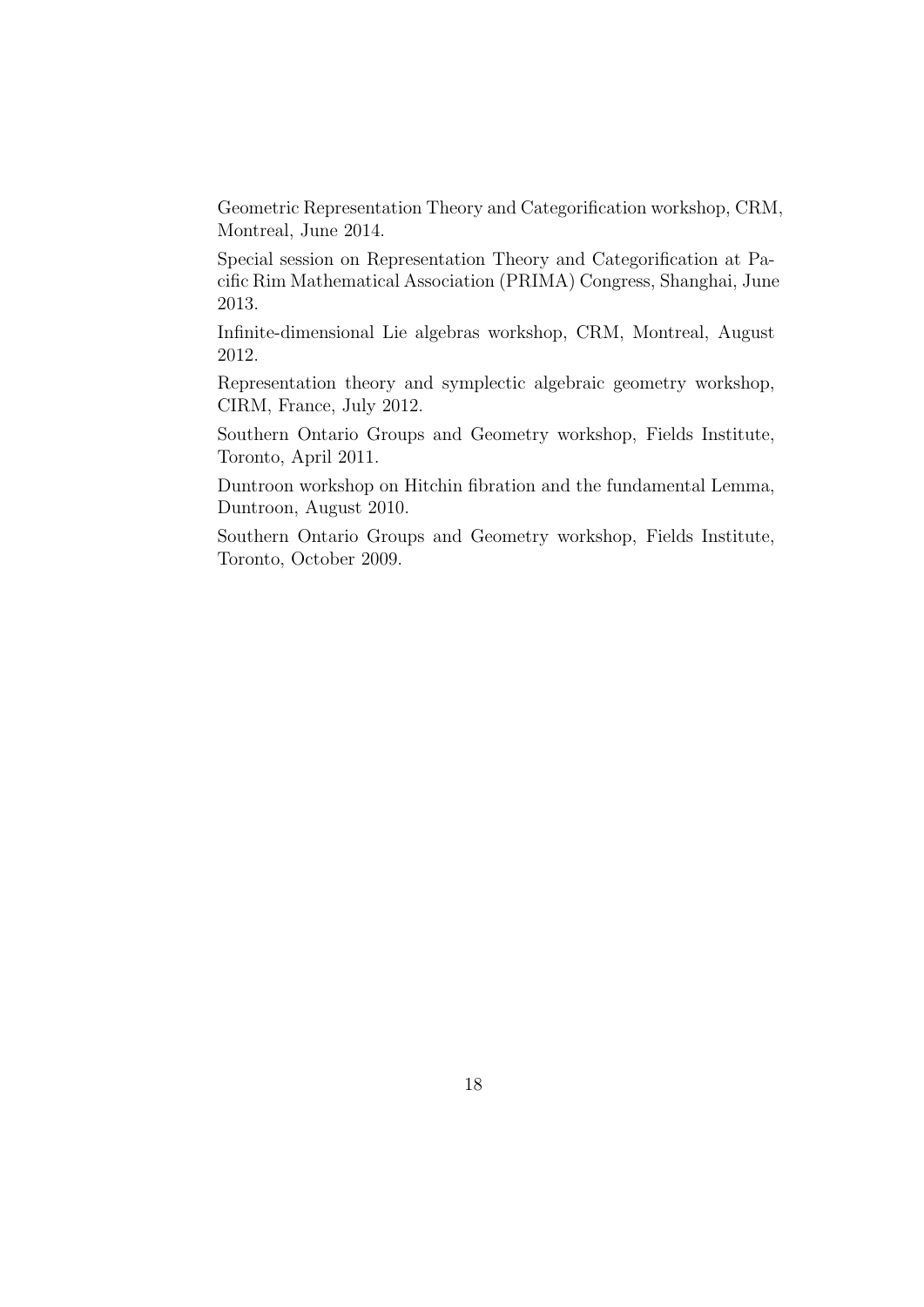Geometric Representation Theory and Categorification workshop, CRM, Montreal, June 2014.

Special session on Representation Theory and Categorification at Pacific Rim Mathematical Association (PRIMA) Congress, Shanghai, June 2013.

Infinite-dimensional Lie algebras workshop, CRM, Montreal, August 2012.

Representation theory and symplectic algebraic geometry workshop, CIRM, France, July 2012.

Southern Ontario Groups and Geometry workshop, Fields Institute, Toronto, April 2011.

Duntroon workshop on Hitchin fibration and the fundamental Lemma, Duntroon, August 2010.

Southern Ontario Groups and Geometry workshop, Fields Institute, Toronto, October 2009.